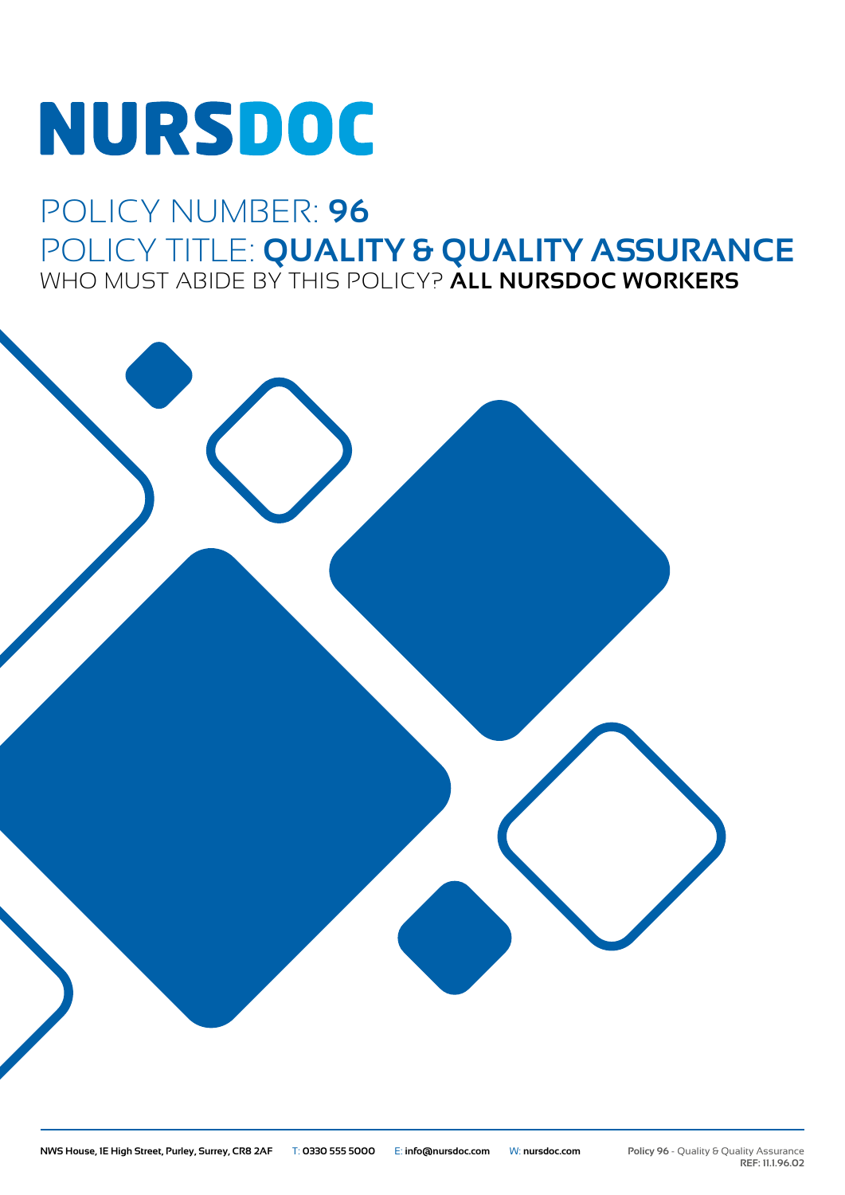# NURSDOC

## POLICY NUMBER: **96**
## POLICY TITLE: **QUALITY & QUALITY ASSURANCE**
WHO MUST ABIDE BY THIS POLICY? **ALL NURSDOC WORKERS**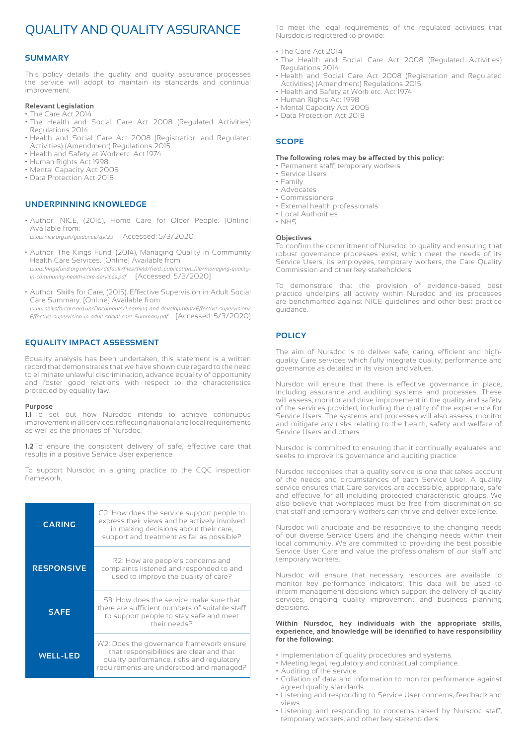# QUALITY AND QUALITY ASSURANCE

## SUMMARY

This policy details the quality and quality assurance processes the service will adopt to maintain its standards and continual improvement.

**Relevant Legislation**

- The Care Act 2014
- The Health and Social Care Act 2008 (Regulated Activities) Regulations 2014
- Health and Social Care Act 2008 (Registration and Regulated Activities) (Amendment) Regulations 2015
- Health and Safety at Work etc. Act 1974
- Human Rights Act 1998
- Mental Capacity Act 2005
- Data Protection Act 2018

## UNDERPINNING KNOWLEDGE

- Author: NICE, (2016), Home Care for Older People. [Online] Available from: *www.nice.org.uk/guidance/qs123* [Accessed: 5/3/2020]
- Author: The Kings Fund, (2014), Managing Quality in Community Health Care Services. [Online] Available from: *www.kingsfund.org.uk/sites/default/files/field/field_publication_file/managing-quality-in-community-health-care-services.pdf* [Accessed: 5/3/2020]
- Author: Skills for Care, (2015), Effective Supervision in Adult Social Care Summary. [Online] Available from: *www.skillsforcare.org.uk/Documents/Learning-and-development/Effective-supervision/Effective-supervision-in-adult-social-care-Summary.pdf* [Accessed: 5/3/2020]

## EQUALITY IMPACT ASSESSMENT

Equality analysis has been undertaken, this statement is a written record that demonstrates that we have shown due regard to the need to eliminate unlawful discrimination, advance equality of opportunity and foster good relations with respect to the characteristics protected by equality law.

**Purpose**

**1.1** To set out how Nursdoc intends to achieve continuous improvement in all services, reflecting national and local requirements as well as the priorities of Nursdoc.

**1.2** To ensure the consistent delivery of safe, effective care that results in a positive Service User experience.

To support Nursdoc in aligning practice to the CQC inspection framework.

| | |
|---|---|
| **CARING** | C2: How does the service support people to express their views and be actively involved in making decisions about their care, support and treatment as far as possible? |
| **RESPONSIVE** | R2: How are people's concerns and complaints listened and responded to and used to improve the quality of care? |
| **SAFE** | S3: How does the service make sure that there are sufficient numbers of suitable staff to support people to stay safe and meet their needs? |
| **WELL-LED** | W2: Does the governance framework ensure that responsibilities are clear and that quality performance, risks and regulatory requirements are understood and managed? |

To meet the legal requirements of the regulated activities that Nursdoc is registered to provide:

- The Care Act 2014
- The Health and Social Care Act 2008 (Regulated Activities) Regulations 2014
- Health and Social Care Act 2008 (Registration and Regulated Activities) (Amendment) Regulations 2015
- Health and Safety at Work etc. Act 1974
- Human Rights Act 1998
- Mental Capacity Act 2005
- Data Protection Act 2018

## SCOPE

**The following roles may be affected by this policy:**

- Permanent staff, temporary workers
- Service Users
- Family
- Advocates
- Commissioners
- External health professionals
- Local Authorities
- NHS

**Objectives**

To confirm the commitment of Nursdoc to quality and ensuring that robust governance processes exist, which meet the needs of its Service Users, its employees, temporary workers, the Care Quality Commission and other key stakeholders.

To demonstrate that the provision of evidence-based best practice underpins all activity within Nursdoc and its processes are benchmarked against NICE guidelines and other best practice guidance.

## POLICY

The aim of Nursdoc is to deliver safe, caring, efficient and high-quality Care services which fully integrate quality, performance and governance as detailed in its vision and values.

Nursdoc will ensure that there is effective governance in place, including assurance and auditing systems and processes. These will assess, monitor and drive improvement in the quality and safety of the services provided, including the quality of the experience for Service Users. The systems and processes will also assess, monitor and mitigate any risks relating to the health, safety and welfare of Service Users and others.

Nursdoc is committed to ensuring that it continually evaluates and seeks to improve its governance and auditing practice.

Nursdoc recognises that a quality service is one that takes account of the needs and circumstances of each Service User. A quality service ensures that Care services are accessible, appropriate, safe and effective for all including protected characteristic groups. We also believe that workplaces must be free from discrimination so that staff and temporary workers can thrive and deliver excellence.

Nursdoc will anticipate and be responsive to the changing needs of our diverse Service Users and the changing needs within their local community. We are committed to providing the best possible Service User Care and value the professionalism of our staff and temporary workers.

Nursdoc will ensure that necessary resources are available to monitor key performance indicators. This data will be used to inform management decisions which support the delivery of quality services, ongoing quality improvement and business planning decisions.

**Within Nursdoc, key individuals with the appropriate skills, experience, and knowledge will be identified to have responsibility for the following:**

- Implementation of quality procedures and systems.
- Meeting legal, regulatory and contractual compliance.
- Auditing of the service.
- Collation of data and information to monitor performance against agreed quality standards.
- Listening and responding to Service User concerns, feedback and views.
- Listening and responding to concerns raised by Nursdoc staff, temporary workers, and other key stakeholders.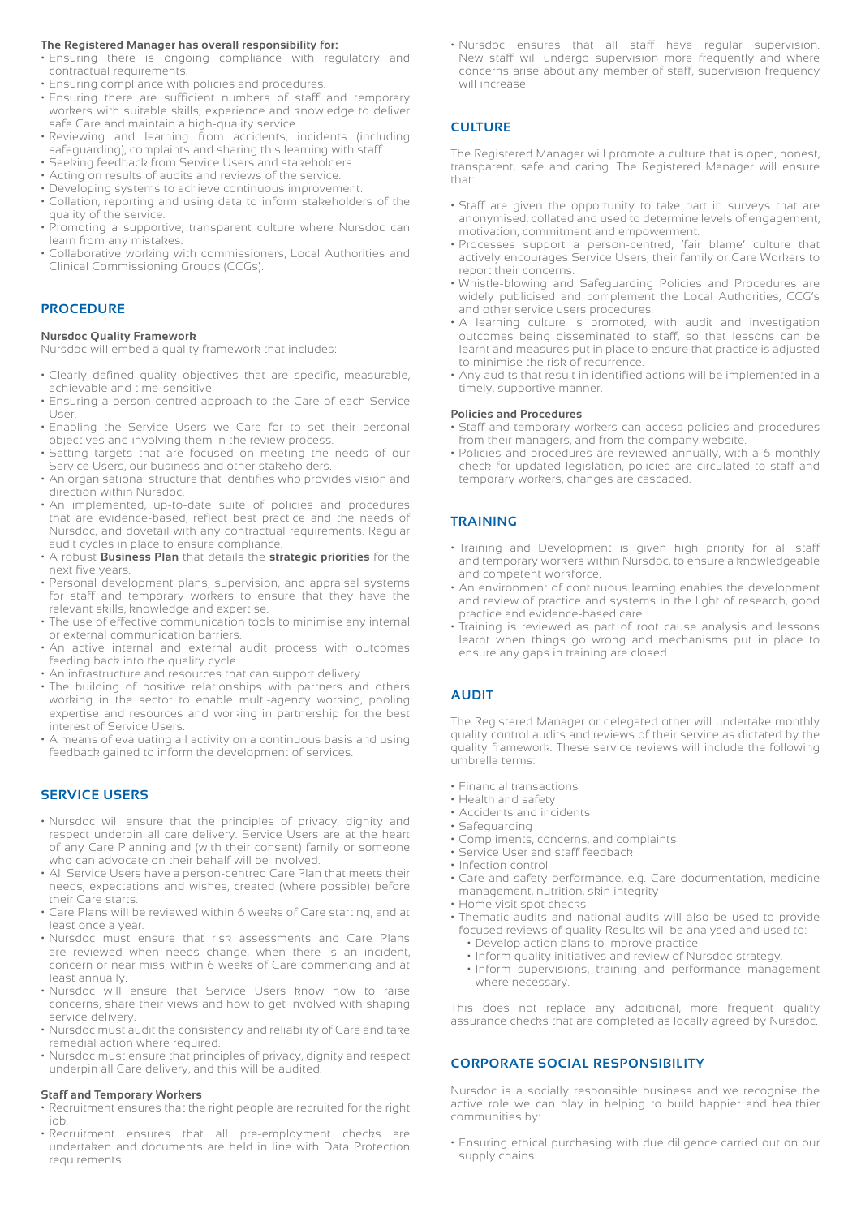**The Registered Manager has overall responsibility for:**

- Ensuring there is ongoing compliance with regulatory and contractual requirements.
- Ensuring compliance with policies and procedures.
- Ensuring there are sufficient numbers of staff and temporary workers with suitable skills, experience and knowledge to deliver safe Care and maintain a high-quality service.
- Reviewing and learning from accidents, incidents (including safeguarding), complaints and sharing this learning with staff.
- Seeking feedback from Service Users and stakeholders.
- Acting on results of audits and reviews of the service.
- Developing systems to achieve continuous improvement.
- Collation, reporting and using data to inform stakeholders of the quality of the service.
- Promoting a supportive, transparent culture where Nursdoc can learn from any mistakes.
- Collaborative working with commissioners, Local Authorities and Clinical Commissioning Groups (CCGs).

## PROCEDURE

**Nursdoc Quality Framework**

Nursdoc will embed a quality framework that includes:

- Clearly defined quality objectives that are specific, measurable, achievable and time-sensitive.
- Ensuring a person-centred approach to the Care of each Service User.
- Enabling the Service Users we Care for to set their personal objectives and involving them in the review process.
- Setting targets that are focused on meeting the needs of our Service Users, our business and other stakeholders.
- An organisational structure that identifies who provides vision and direction within Nursdoc.
- An implemented, up-to-date suite of policies and procedures that are evidence-based, reflect best practice and the needs of Nursdoc, and dovetail with any contractual requirements. Regular audit cycles in place to ensure compliance.
- A robust **Business Plan** that details the **strategic priorities** for the next five years.
- Personal development plans, supervision, and appraisal systems for staff and temporary workers to ensure that they have the relevant skills, knowledge and expertise.
- The use of effective communication tools to minimise any internal or external communication barriers.
- An active internal and external audit process with outcomes feeding back into the quality cycle.
- An infrastructure and resources that can support delivery.
- The building of positive relationships with partners and others working in the sector to enable multi-agency working, pooling expertise and resources and working in partnership for the best interest of Service Users.
- A means of evaluating all activity on a continuous basis and using feedback gained to inform the development of services.

## SERVICE USERS

- Nursdoc will ensure that the principles of privacy, dignity and respect underpin all care delivery. Service Users are at the heart of any Care Planning and (with their consent) family or someone who can advocate on their behalf will be involved.
- All Service Users have a person-centred Care Plan that meets their needs, expectations and wishes, created (where possible) before their Care starts.
- Care Plans will be reviewed within 6 weeks of Care starting, and at least once a year.
- Nursdoc must ensure that risk assessments and Care Plans are reviewed when needs change, when there is an incident, concern or near miss, within 6 weeks of Care commencing and at least annually.
- Nursdoc will ensure that Service Users know how to raise concerns, share their views and how to get involved with shaping service delivery.
- Nursdoc must audit the consistency and reliability of Care and take remedial action where required.
- Nursdoc must ensure that principles of privacy, dignity and respect underpin all Care delivery, and this will be audited.

**Staff and Temporary Workers**

- Recruitment ensures that the right people are recruited for the right job.
- Recruitment ensures that all pre-employment checks are undertaken and documents are held in line with Data Protection requirements.
- Nursdoc ensures that all staff have regular supervision. New staff will undergo supervision more frequently and where concerns arise about any member of staff, supervision frequency will increase.

## CULTURE

The Registered Manager will promote a culture that is open, honest, transparent, safe and caring. The Registered Manager will ensure that:

- Staff are given the opportunity to take part in surveys that are anonymised, collated and used to determine levels of engagement, motivation, commitment and empowerment.
- Processes support a person-centred, 'fair blame' culture that actively encourages Service Users, their family or Care Workers to report their concerns.
- Whistle-blowing and Safeguarding Policies and Procedures are widely publicised and complement the Local Authorities, CCG's and other service users procedures.
- A learning culture is promoted, with audit and investigation outcomes being disseminated to staff, so that lessons can be learnt and measures put in place to ensure that practice is adjusted to minimise the risk of recurrence.
- Any audits that result in identified actions will be implemented in a timely, supportive manner.

**Policies and Procedures**

- Staff and temporary workers can access policies and procedures from their managers, and from the company website.
- Policies and procedures are reviewed annually, with a 6 monthly check for updated legislation, policies are circulated to staff and temporary workers, changes are cascaded.

## TRAINING

- Training and Development is given high priority for all staff and temporary workers within Nursdoc, to ensure a knowledgeable and competent workforce.
- An environment of continuous learning enables the development and review of practice and systems in the light of research, good practice and evidence-based care.
- Training is reviewed as part of root cause analysis and lessons learnt when things go wrong and mechanisms put in place to ensure any gaps in training are closed.

## AUDIT

The Registered Manager or delegated other will undertake monthly quality control audits and reviews of their service as dictated by the quality framework. These service reviews will include the following umbrella terms:

- Financial transactions
- Health and safety
- Accidents and incidents
- Safeguarding
- Compliments, concerns, and complaints
- Service User and staff feedback
- Infection control
- Care and safety performance, e.g. Care documentation, medicine management, nutrition, skin integrity
- Home visit spot checks
- Thematic audits and national audits will also be used to provide focused reviews of quality Results will be analysed and used to:
  - Develop action plans to improve practice
  - Inform quality initiatives and review of Nursdoc strategy.
  - Inform supervisions, training and performance management where necessary.

This does not replace any additional, more frequent quality assurance checks that are completed as locally agreed by Nursdoc.

## CORPORATE SOCIAL RESPONSIBILITY

Nursdoc is a socially responsible business and we recognise the active role we can play in helping to build happier and healthier communities by:

- Ensuring ethical purchasing with due diligence carried out on our supply chains.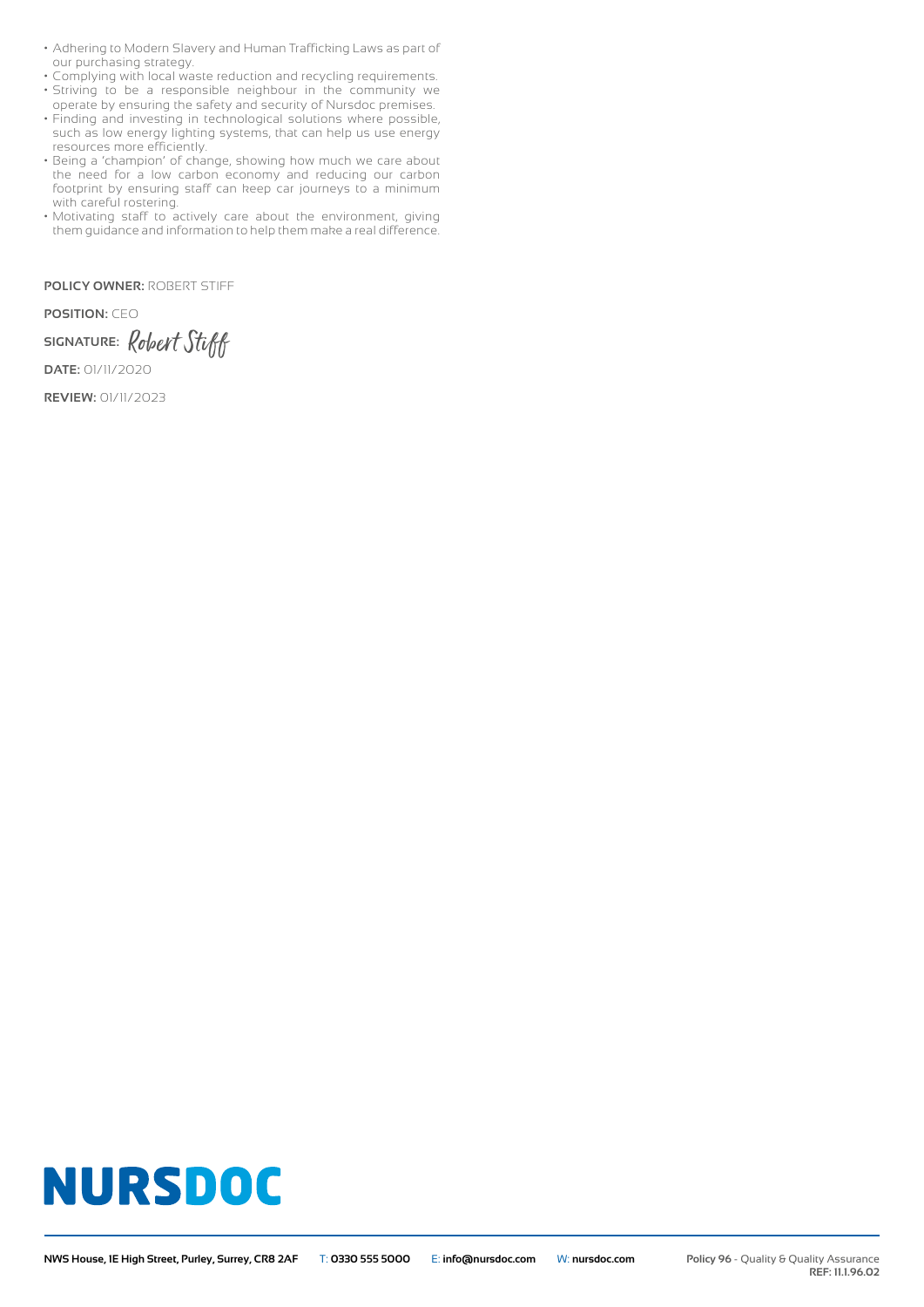- Adhering to Modern Slavery and Human Trafficking Laws as part of our purchasing strategy.
- Complying with local waste reduction and recycling requirements.
- Striving to be a responsible neighbour in the community we operate by ensuring the safety and security of Nursdoc premises.
- Finding and investing in technological solutions where possible, such as low energy lighting systems, that can help us use energy resources more efficiently.
- Being a 'champion' of change, showing how much we care about the need for a low carbon economy and reducing our carbon footprint by ensuring staff can keep car journeys to a minimum with careful rostering.
- Motivating staff to actively care about the environment, giving them guidance and information to help them make a real difference.

**POLICY OWNER:** ROBERT STIFF

**POSITION:** CEO

**SIGNATURE:** Robert Stiff

**DATE:** 01/11/2020

**REVIEW:** 01/11/2023

NURSDOC

NWS House, 1E High Street, Purley, Surrey, CR8 2AF T: 0330 555 5000 E: info@nursdoc.com W: nursdoc.com

Policy 96 - Quality & Quality Assurance
REF: 11.1.96.02